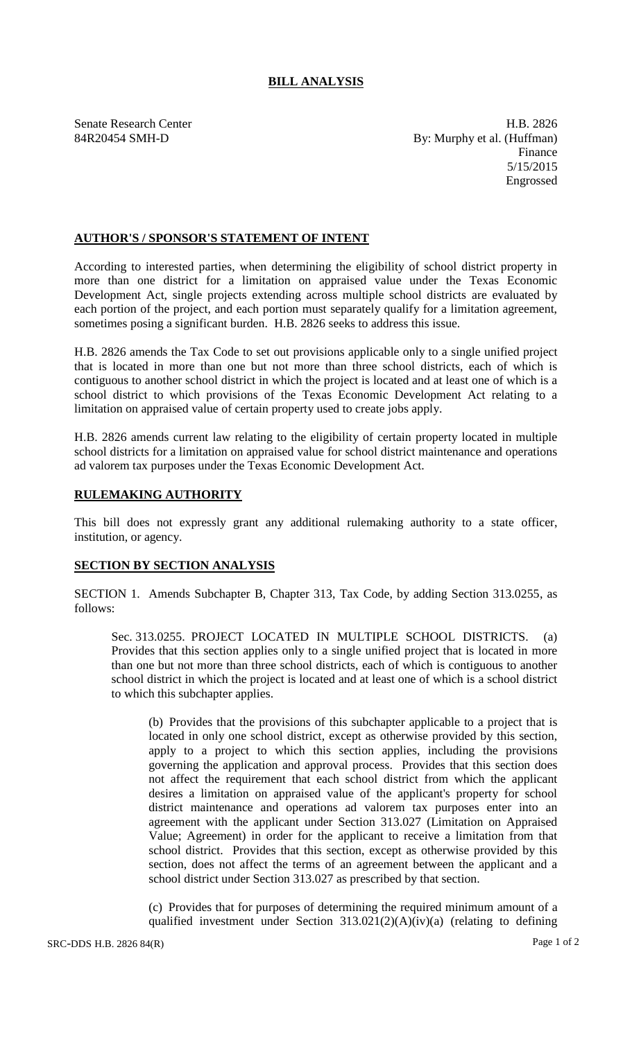# BILL ANALYSIS

Senate Research Center
84R20454 SMH-D

H.B. 2826
By: Murphy et al. (Huffman)
Finance
5/15/2015
Engrossed

## AUTHOR'S / SPONSOR'S STATEMENT OF INTENT

According to interested parties, when determining the eligibility of school district property in more than one district for a limitation on appraised value under the Texas Economic Development Act, single projects extending across multiple school districts are evaluated by each portion of the project, and each portion must separately qualify for a limitation agreement, sometimes posing a significant burden. H.B. 2826 seeks to address this issue.

H.B. 2826 amends the Tax Code to set out provisions applicable only to a single unified project that is located in more than one but not more than three school districts, each of which is contiguous to another school district in which the project is located and at least one of which is a school district to which provisions of the Texas Economic Development Act relating to a limitation on appraised value of certain property used to create jobs apply.

H.B. 2826 amends current law relating to the eligibility of certain property located in multiple school districts for a limitation on appraised value for school district maintenance and operations ad valorem tax purposes under the Texas Economic Development Act.

## RULEMAKING AUTHORITY

This bill does not expressly grant any additional rulemaking authority to a state officer, institution, or agency.

## SECTION BY SECTION ANALYSIS

SECTION 1. Amends Subchapter B, Chapter 313, Tax Code, by adding Section 313.0255, as follows:

Sec. 313.0255. PROJECT LOCATED IN MULTIPLE SCHOOL DISTRICTS. (a) Provides that this section applies only to a single unified project that is located in more than one but not more than three school districts, each of which is contiguous to another school district in which the project is located and at least one of which is a school district to which this subchapter applies.

(b) Provides that the provisions of this subchapter applicable to a project that is located in only one school district, except as otherwise provided by this section, apply to a project to which this section applies, including the provisions governing the application and approval process. Provides that this section does not affect the requirement that each school district from which the applicant desires a limitation on appraised value of the applicant's property for school district maintenance and operations ad valorem tax purposes enter into an agreement with the applicant under Section 313.027 (Limitation on Appraised Value; Agreement) in order for the applicant to receive a limitation from that school district. Provides that this section, except as otherwise provided by this section, does not affect the terms of an agreement between the applicant and a school district under Section 313.027 as prescribed by that section.

(c) Provides that for purposes of determining the required minimum amount of a qualified investment under Section 313.021(2)(A)(iv)(a) (relating to defining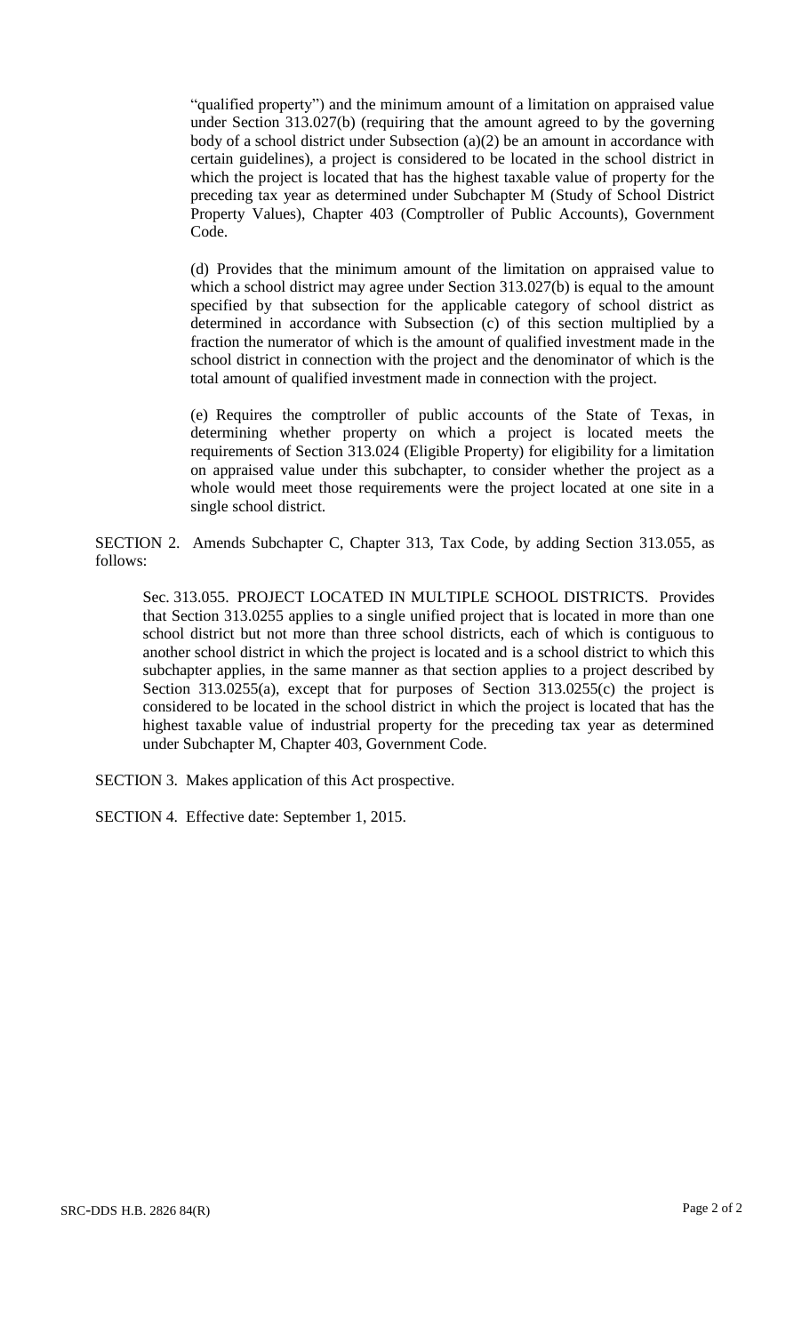"qualified property") and the minimum amount of a limitation on appraised value under Section 313.027(b) (requiring that the amount agreed to by the governing body of a school district under Subsection (a)(2) be an amount in accordance with certain guidelines), a project is considered to be located in the school district in which the project is located that has the highest taxable value of property for the preceding tax year as determined under Subchapter M (Study of School District Property Values), Chapter 403 (Comptroller of Public Accounts), Government Code.

(d) Provides that the minimum amount of the limitation on appraised value to which a school district may agree under Section 313.027(b) is equal to the amount specified by that subsection for the applicable category of school district as determined in accordance with Subsection (c) of this section multiplied by a fraction the numerator of which is the amount of qualified investment made in the school district in connection with the project and the denominator of which is the total amount of qualified investment made in connection with the project.

(e) Requires the comptroller of public accounts of the State of Texas, in determining whether property on which a project is located meets the requirements of Section 313.024 (Eligible Property) for eligibility for a limitation on appraised value under this subchapter, to consider whether the project as a whole would meet those requirements were the project located at one site in a single school district.

SECTION 2. Amends Subchapter C, Chapter 313, Tax Code, by adding Section 313.055, as follows:

Sec. 313.055. PROJECT LOCATED IN MULTIPLE SCHOOL DISTRICTS. Provides that Section 313.0255 applies to a single unified project that is located in more than one school district but not more than three school districts, each of which is contiguous to another school district in which the project is located and is a school district to which this subchapter applies, in the same manner as that section applies to a project described by Section 313.0255(a), except that for purposes of Section 313.0255(c) the project is considered to be located in the school district in which the project is located that has the highest taxable value of industrial property for the preceding tax year as determined under Subchapter M, Chapter 403, Government Code.

SECTION 3. Makes application of this Act prospective.

SECTION 4. Effective date: September 1, 2015.

SRC-DDS H.B. 2826 84(R)